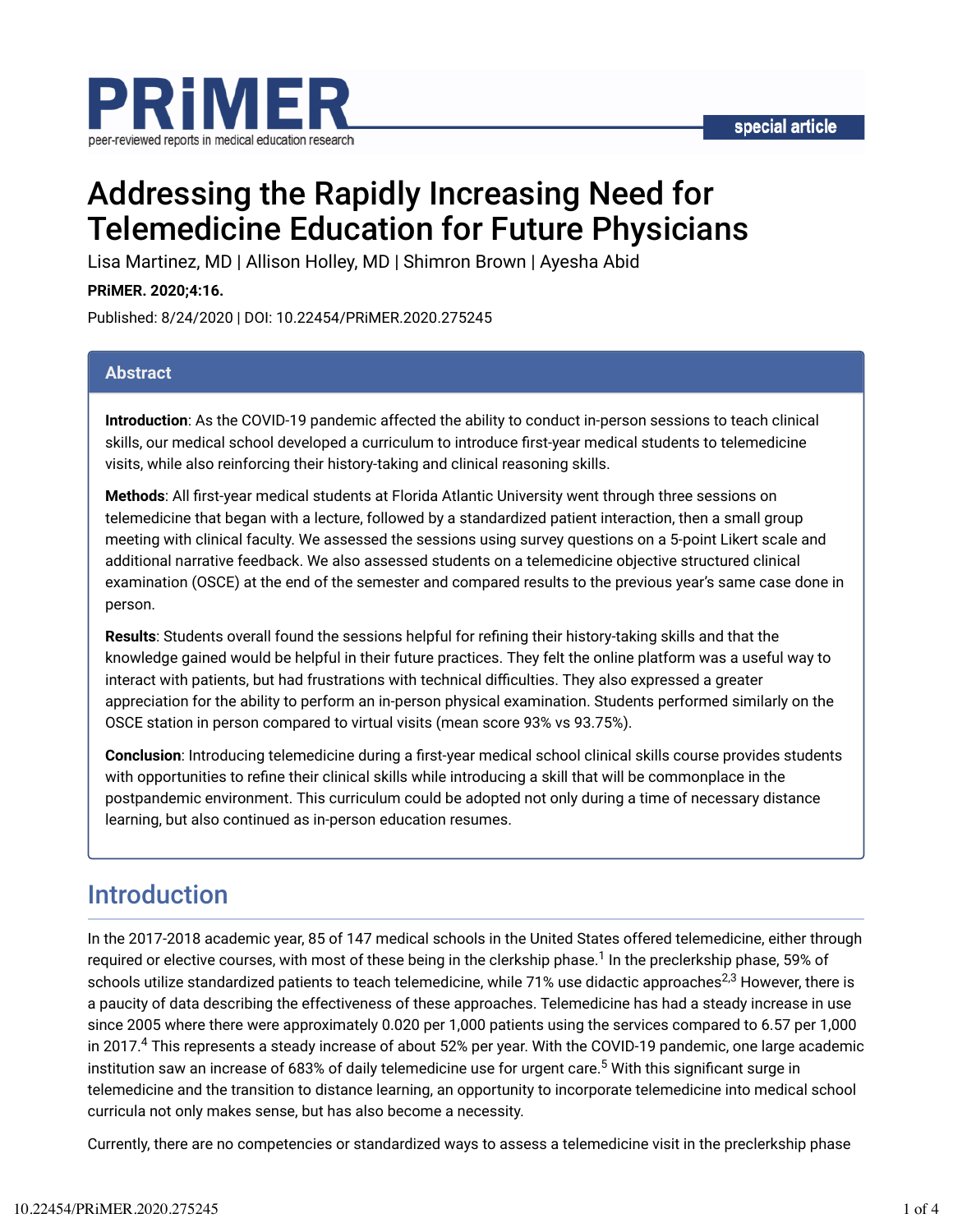# Addressing the Rapidly Increasing Need for Telemedicine Education for Future Physicians

Lisa Martinez, MD | Allison Holley, MD | Shimron Brown | Ayesha Abid

**PRiMER. 2020;4:16.**

Published: 8/24/2020 | DOI: 10.22454/PRiMER.2020.275245

## Abstract

**Introduction**: As the COVID-19 pandemic affected the ability to conduct in-person sessions to teach clinical skills, our medical school developed a curriculum to introduce first-year medical students to telemedicine visits, while also reinforcing their history-taking and clinical reasoning skills.

**Methods**: All first-year medical students at Florida Atlantic University went through three sessions on telemedicine that began with a lecture, followed by a standardized patient interaction, then a small group meeting with clinical faculty. We assessed the sessions using survey questions on a 5-point Likert scale and additional narrative feedback. We also assessed students on a telemedicine objective structured clinical examination (OSCE) at the end of the semester and compared results to the previous year's same case done in person.

**Results**: Students overall found the sessions helpful for refining their history-taking skills and that the knowledge gained would be helpful in their future practices. They felt the online platform was a useful way to interact with patients, but had frustrations with technical difficulties. They also expressed a greater appreciation for the ability to perform an in-person physical examination. Students performed similarly on the OSCE station in person compared to virtual visits (mean score 93% vs 93.75%).

**Conclusion**: Introducing telemedicine during a first-year medical school clinical skills course provides students with opportunities to refine their clinical skills while introducing a skill that will be commonplace in the postpandemic environment. This curriculum could be adopted not only during a time of necessary distance learning, but also continued as in-person education resumes.

## Introduction

In the 2017-2018 academic year, 85 of 147 medical schools in the United States offered telemedicine, either through required or elective courses, with most of these being in the clerkship phase.[1] In the preclerkship phase, 59% of schools utilize standardized patients to teach telemedicine, while 71% use didactic approaches[2,3] However, there is a paucity of data describing the effectiveness of these approaches. Telemedicine has had a steady increase in use since 2005 where there were approximately 0.020 per 1,000 patients using the services compared to 6.57 per 1,000 in 2017.[4] This represents a steady increase of about 52% per year. With the COVID-19 pandemic, one large academic institution saw an increase of 683% of daily telemedicine use for urgent care.[5] With this significant surge in telemedicine and the transition to distance learning, an opportunity to incorporate telemedicine into medical school curricula not only makes sense, but has also become a necessity.

Currently, there are no competencies or standardized ways to assess a telemedicine visit in the preclerkship phase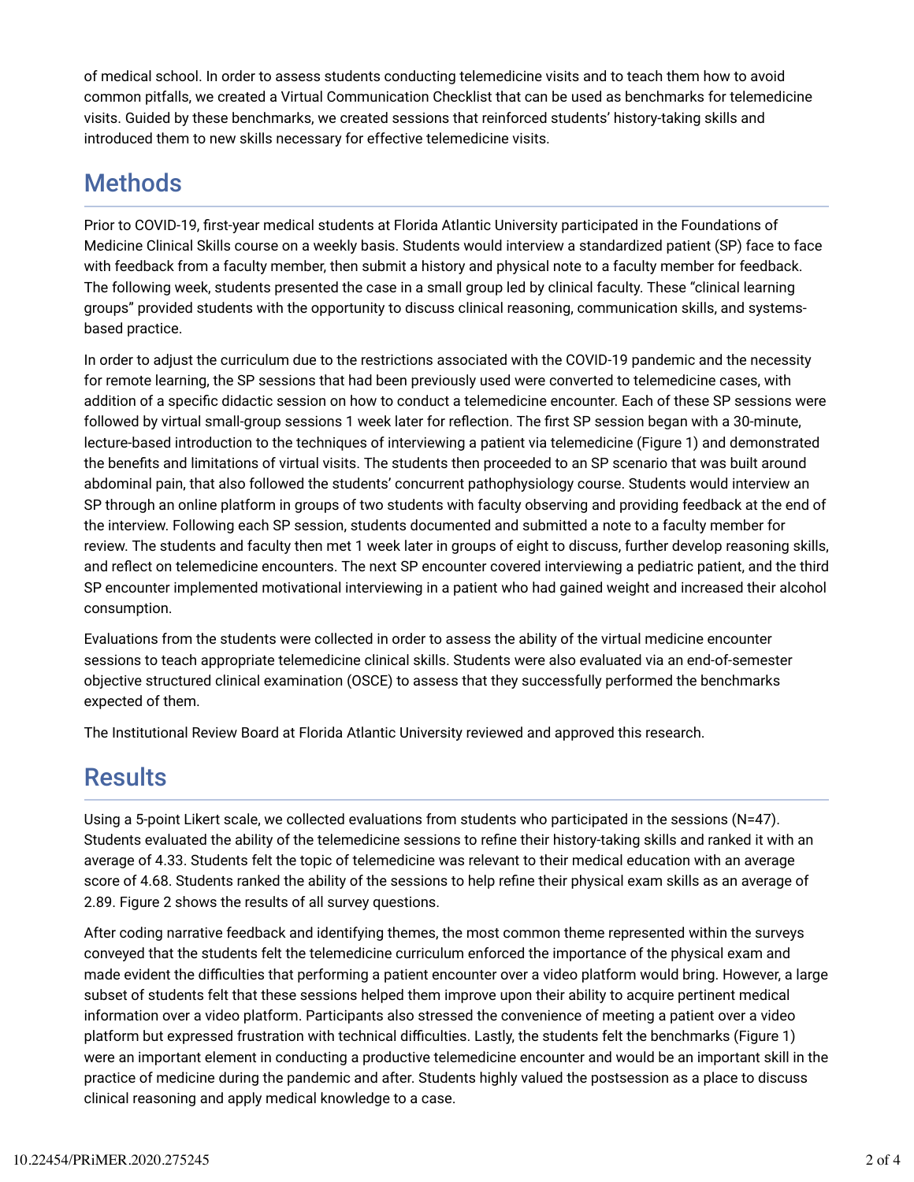of medical school. In order to assess students conducting telemedicine visits and to teach them how to avoid common pitfalls, we created a Virtual Communication Checklist that can be used as benchmarks for telemedicine visits. Guided by these benchmarks, we created sessions that reinforced students' history-taking skills and introduced them to new skills necessary for effective telemedicine visits.

## Methods

Prior to COVID-19, first-year medical students at Florida Atlantic University participated in the Foundations of Medicine Clinical Skills course on a weekly basis. Students would interview a standardized patient (SP) face to face with feedback from a faculty member, then submit a history and physical note to a faculty member for feedback. The following week, students presented the case in a small group led by clinical faculty. These "clinical learning groups" provided students with the opportunity to discuss clinical reasoning, communication skills, and systems-based practice.

In order to adjust the curriculum due to the restrictions associated with the COVID-19 pandemic and the necessity for remote learning, the SP sessions that had been previously used were converted to telemedicine cases, with addition of a specific didactic session on how to conduct a telemedicine encounter. Each of these SP sessions were followed by virtual small-group sessions 1 week later for reflection. The first SP session began with a 30-minute, lecture-based introduction to the techniques of interviewing a patient via telemedicine (Figure 1) and demonstrated the benefits and limitations of virtual visits. The students then proceeded to an SP scenario that was built around abdominal pain, that also followed the students' concurrent pathophysiology course. Students would interview an SP through an online platform in groups of two students with faculty observing and providing feedback at the end of the interview. Following each SP session, students documented and submitted a note to a faculty member for review. The students and faculty then met 1 week later in groups of eight to discuss, further develop reasoning skills, and reflect on telemedicine encounters. The next SP encounter covered interviewing a pediatric patient, and the third SP encounter implemented motivational interviewing in a patient who had gained weight and increased their alcohol consumption.

Evaluations from the students were collected in order to assess the ability of the virtual medicine encounter sessions to teach appropriate telemedicine clinical skills. Students were also evaluated via an end-of-semester objective structured clinical examination (OSCE) to assess that they successfully performed the benchmarks expected of them.

The Institutional Review Board at Florida Atlantic University reviewed and approved this research.

## Results

Using a 5-point Likert scale, we collected evaluations from students who participated in the sessions (N=47). Students evaluated the ability of the telemedicine sessions to refine their history-taking skills and ranked it with an average of 4.33. Students felt the topic of telemedicine was relevant to their medical education with an average score of 4.68. Students ranked the ability of the sessions to help refine their physical exam skills as an average of 2.89. Figure 2 shows the results of all survey questions.

After coding narrative feedback and identifying themes, the most common theme represented within the surveys conveyed that the students felt the telemedicine curriculum enforced the importance of the physical exam and made evident the difficulties that performing a patient encounter over a video platform would bring. However, a large subset of students felt that these sessions helped them improve upon their ability to acquire pertinent medical information over a video platform. Participants also stressed the convenience of meeting a patient over a video platform but expressed frustration with technical difficulties. Lastly, the students felt the benchmarks (Figure 1) were an important element in conducting a productive telemedicine encounter and would be an important skill in the practice of medicine during the pandemic and after. Students highly valued the postsession as a place to discuss clinical reasoning and apply medical knowledge to a case.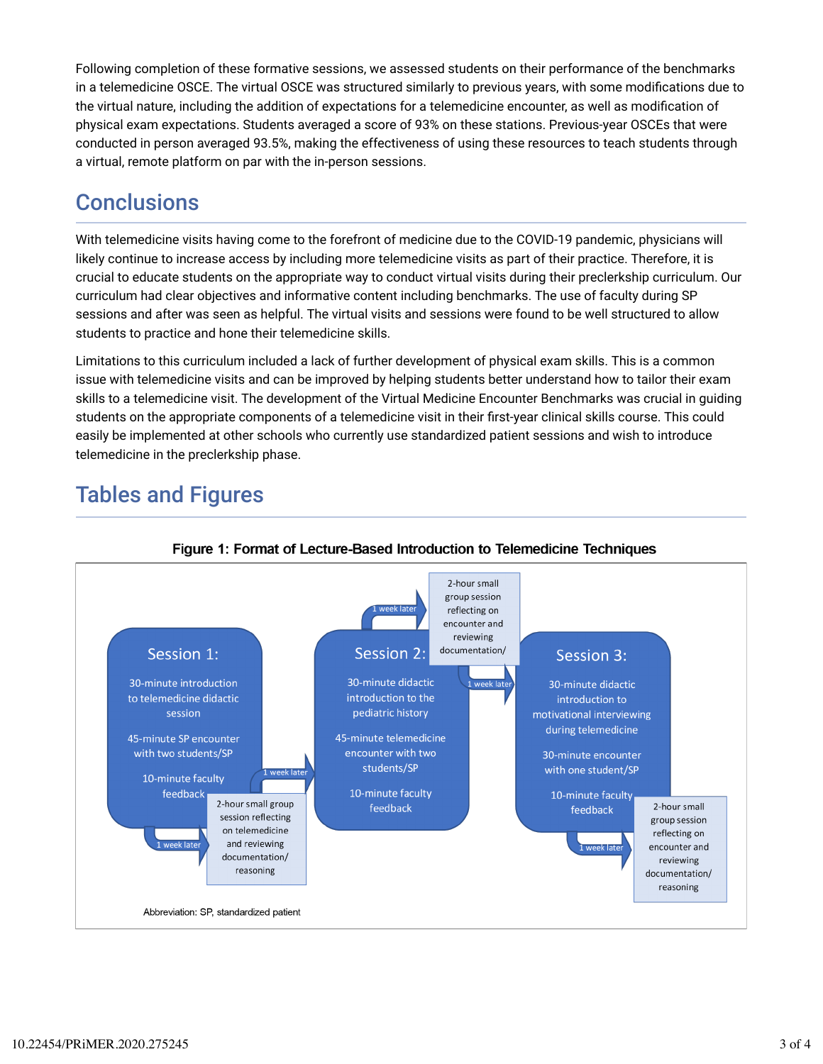Following completion of these formative sessions, we assessed students on their performance of the benchmarks in a telemedicine OSCE. The virtual OSCE was structured similarly to previous years, with some modifications due to the virtual nature, including the addition of expectations for a telemedicine encounter, as well as modification of physical exam expectations. Students averaged a score of 93% on these stations. Previous-year OSCEs that were conducted in person averaged 93.5%, making the effectiveness of using these resources to teach students through a virtual, remote platform on par with the in-person sessions.

## Conclusions

With telemedicine visits having come to the forefront of medicine due to the COVID-19 pandemic, physicians will likely continue to increase access by including more telemedicine visits as part of their practice. Therefore, it is crucial to educate students on the appropriate way to conduct virtual visits during their preclerkship curriculum. Our curriculum had clear objectives and informative content including benchmarks. The use of faculty during SP sessions and after was seen as helpful. The virtual visits and sessions were found to be well structured to allow students to practice and hone their telemedicine skills.

Limitations to this curriculum included a lack of further development of physical exam skills. This is a common issue with telemedicine visits and can be improved by helping students better understand how to tailor their exam skills to a telemedicine visit. The development of the Virtual Medicine Encounter Benchmarks was crucial in guiding students on the appropriate components of a telemedicine visit in their first-year clinical skills course. This could easily be implemented at other schools who currently use standardized patient sessions and wish to introduce telemedicine in the preclerkship phase.

## Tables and Figures

**Figure 1: Format of Lecture-Based Introduction to Telemedicine Techniques**

**Session 1:**
- 30-minute introduction to telemedicine didactic session
- 45-minute SP encounter with two students/SP
- 10-minute faculty feedback

→ 1 week later → 2-hour small group session reflecting on telemedicine and reviewing documentation/ reasoning

→ 1 week later →

**Session 2:**
- 30-minute didactic introduction to the pediatric history
- 45-minute telemedicine encounter with two students/SP
- 10-minute faculty feedback

→ 1 week later → 2-hour small group session reflecting on encounter and reviewing documentation/

→ 1 week later →

**Session 3:**
- 30-minute didactic introduction to motivational interviewing during telemedicine
- 30-minute encounter with one student/SP
- 10-minute faculty feedback

→ 1 week later → 2-hour small group session reflecting on encounter and reviewing documentation/ reasoning

Abbreviation: SP, standardized patient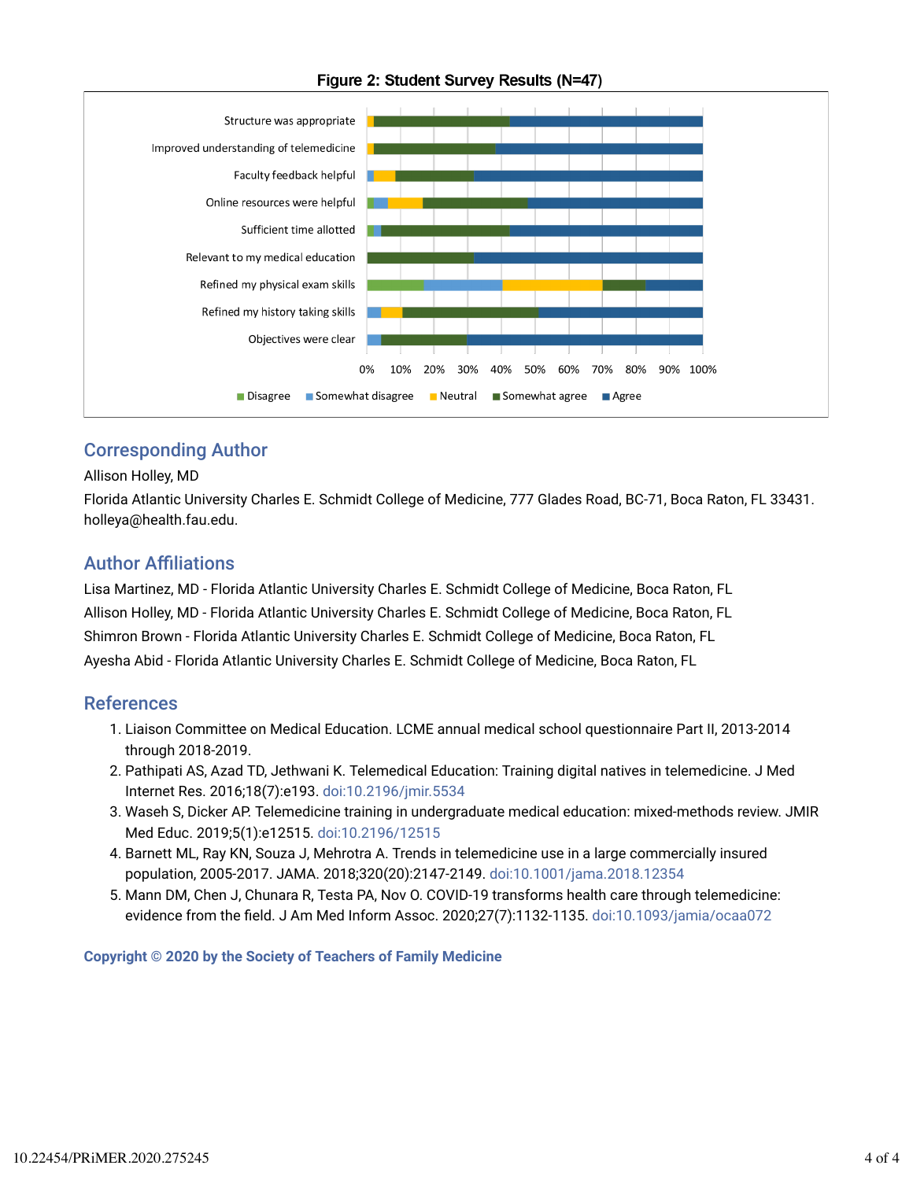Figure 2: Student Survey Results (N=47)

Structure was appropriate
Improved understanding of telemedicine
Faculty feedback helpful
Online resources were helpful
Sufficient time allotted
Relevant to my medical education
Refined my physical exam skills
Refined my history taking skills
Objectives were clear

0% 10% 20% 30% 40% 50% 60% 70% 80% 90% 100%

Disagree, Somewhat disagree, Neutral, Somewhat agree, Agree

## Corresponding Author

Allison Holley, MD

Florida Atlantic University Charles E. Schmidt College of Medicine, 777 Glades Road, BC-71, Boca Raton, FL 33431. holleya@health.fau.edu.

## Author Affiliations

Lisa Martinez, MD - Florida Atlantic University Charles E. Schmidt College of Medicine, Boca Raton, FL
Allison Holley, MD - Florida Atlantic University Charles E. Schmidt College of Medicine, Boca Raton, FL
Shimron Brown - Florida Atlantic University Charles E. Schmidt College of Medicine, Boca Raton, FL
Ayesha Abid - Florida Atlantic University Charles E. Schmidt College of Medicine, Boca Raton, FL

## References

1. Liaison Committee on Medical Education. LCME annual medical school questionnaire Part II, 2013-2014 through 2018-2019.
2. Pathipati AS, Azad TD, Jethwani K. Telemedical Education: Training digital natives in telemedicine. J Med Internet Res. 2016;18(7):e193. doi:10.2196/jmir.5534
3. Waseh S, Dicker AP. Telemedicine training in undergraduate medical education: mixed-methods review. JMIR Med Educ. 2019;5(1):e12515. doi:10.2196/12515
4. Barnett ML, Ray KN, Souza J, Mehrotra A. Trends in telemedicine use in a large commercially insured population, 2005-2017. JAMA. 2018;320(20):2147-2149. doi:10.1001/jama.2018.12354
5. Mann DM, Chen J, Chunara R, Testa PA, Nov O. COVID-19 transforms health care through telemedicine: evidence from the field. J Am Med Inform Assoc. 2020;27(7):1132-1135. doi:10.1093/jamia/ocaa072

**Copyright © 2020 by the Society of Teachers of Family Medicine**